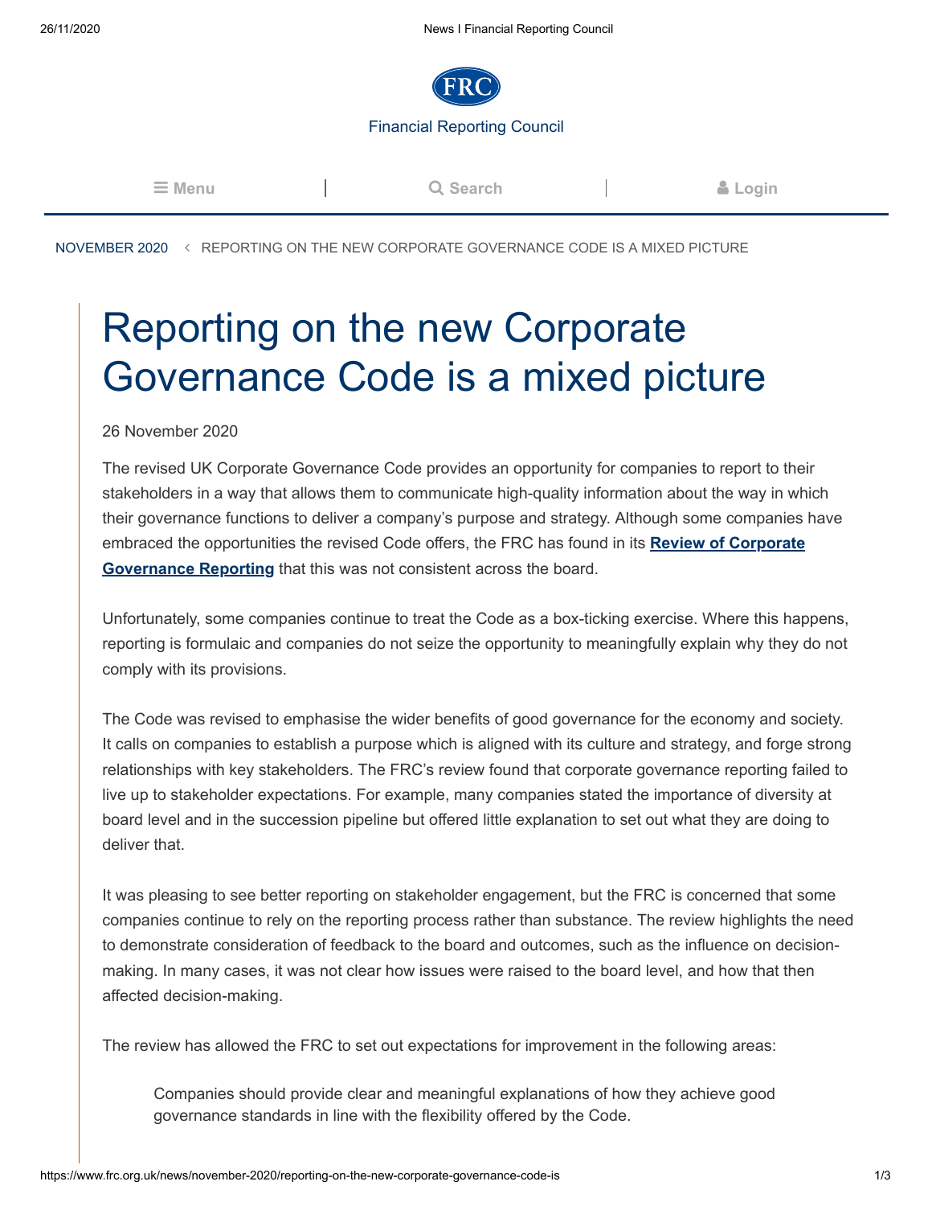NOVEMBER 2020 ‹ REPORTING ON THE NEW CORPORATE GOVERNANCE CODE IS A MIXED PICTURE

# Reporting on the new Corporate Governance Code is a mixed picture

26 November 2020

The revised UK Corporate Governance Code provides an opportunity for companies to report to their stakeholders in a way that allows them to communicate high-quality information about the way in which their governance functions to deliver a company's purpose and strategy. Although some companies have embraced the opportunities the revised Code offers, the FRC has found in its **Review of Corporate Governance Reporting** that this was not consistent across the board.

Unfortunately, some companies continue to treat the Code as a box-ticking exercise. Where this happens, reporting is formulaic and companies do not seize the opportunity to meaningfully explain why they do not comply with its provisions.

The Code was revised to emphasise the wider benefits of good governance for the economy and society. It calls on companies to establish a purpose which is aligned with its culture and strategy, and forge strong relationships with key stakeholders. The FRC's review found that corporate governance reporting failed to live up to stakeholder expectations. For example, many companies stated the importance of diversity at board level and in the succession pipeline but offered little explanation to set out what they are doing to deliver that.

It was pleasing to see better reporting on stakeholder engagement, but the FRC is concerned that some companies continue to rely on the reporting process rather than substance. The review highlights the need to demonstrate consideration of feedback to the board and outcomes, such as the influence on decision-making. In many cases, it was not clear how issues were raised to the board level, and how that then affected decision-making.

The review has allowed the FRC to set out expectations for improvement in the following areas:

> Companies should provide clear and meaningful explanations of how they achieve good governance standards in line with the flexibility offered by the Code.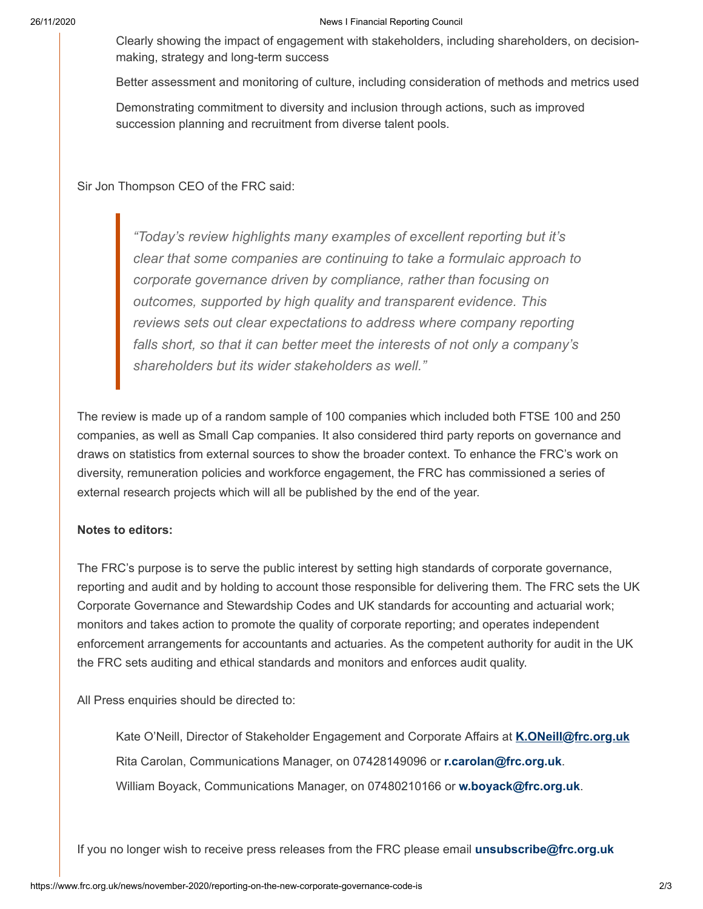Clearly showing the impact of engagement with stakeholders, including shareholders, on decision-making, strategy and long-term success

Better assessment and monitoring of culture, including consideration of methods and metrics used

Demonstrating commitment to diversity and inclusion through actions, such as improved succession planning and recruitment from diverse talent pools.

Sir Jon Thompson CEO of the FRC said:

> *"Today's review highlights many examples of excellent reporting but it's clear that some companies are continuing to take a formulaic approach to corporate governance driven by compliance, rather than focusing on outcomes, supported by high quality and transparent evidence. This reviews sets out clear expectations to address where company reporting falls short, so that it can better meet the interests of not only a company's shareholders but its wider stakeholders as well."*

The review is made up of a random sample of 100 companies which included both FTSE 100 and 250 companies, as well as Small Cap companies. It also considered third party reports on governance and draws on statistics from external sources to show the broader context. To enhance the FRC's work on diversity, remuneration policies and workforce engagement, the FRC has commissioned a series of external research projects which will all be published by the end of the year.

**Notes to editors:**

The FRC's purpose is to serve the public interest by setting high standards of corporate governance, reporting and audit and by holding to account those responsible for delivering them. The FRC sets the UK Corporate Governance and Stewardship Codes and UK standards for accounting and actuarial work; monitors and takes action to promote the quality of corporate reporting; and operates independent enforcement arrangements for accountants and actuaries. As the competent authority for audit in the UK the FRC sets auditing and ethical standards and monitors and enforces audit quality.

All Press enquiries should be directed to:

Kate O'Neill, Director of Stakeholder Engagement and Corporate Affairs at **K.ONeill@frc.org.uk**

Rita Carolan, Communications Manager, on 07428149096 or **r.carolan@frc.org.uk**.

William Boyack, Communications Manager, on 07480210166 or **w.boyack@frc.org.uk**.

If you no longer wish to receive press releases from the FRC please email **unsubscribe@frc.org.uk**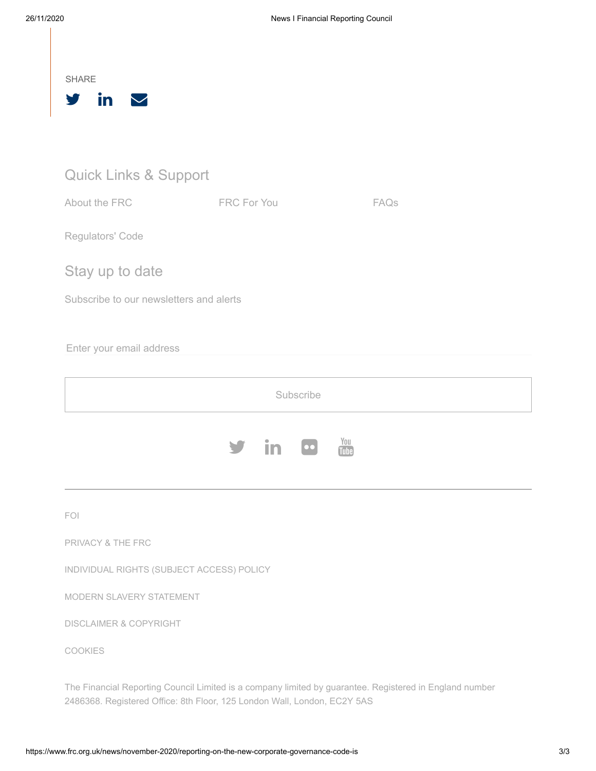SHARE

## Quick Links & Support

About the FRC

FRC For You

FAQs

Regulators' Code

## Stay up to date

Subscribe to our newsletters and alerts

Enter your email address

Subscribe

FOI

PRIVACY & THE FRC

INDIVIDUAL RIGHTS (SUBJECT ACCESS) POLICY

MODERN SLAVERY STATEMENT

DISCLAIMER & COPYRIGHT

COOKIES

The Financial Reporting Council Limited is a company limited by guarantee. Registered in England number 2486368. Registered Office: 8th Floor, 125 London Wall, London, EC2Y 5AS